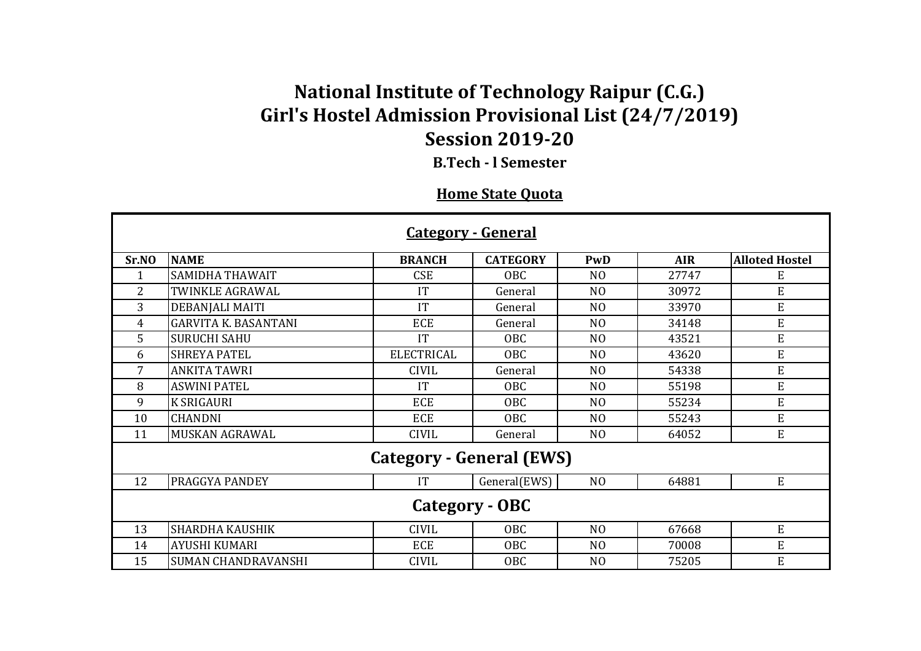# National Institute of Technology Raipur (C.G.)
# Girl's Hostel Admission Provisional List (24/7/2019)
# Session 2019-20

### B.Tech - l Semester

**<u>Home State Quota</u>**

| Sr.NO | NAME | BRANCH | CATEGORY | PwD | AIR | Alloted Hostel |
|---|---|---|---|---|---|---|
| **Category - General** | | | | | | |
| 1 | SAMIDHA THAWAIT | CSE | OBC | NO | 27747 | E |
| 2 | TWINKLE AGRAWAL | IT | General | NO | 30972 | E |
| 3 | DEBANJALI MAITI | IT | General | NO | 33970 | E |
| 4 | GARVITA K. BASANTANI | ECE | General | NO | 34148 | E |
| 5 | SURUCHI SAHU | IT | OBC | NO | 43521 | E |
| 6 | SHREYA PATEL | ELECTRICAL | OBC | NO | 43620 | E |
| 7 | ANKITA TAWRI | CIVIL | General | NO | 54338 | E |
| 8 | ASWINI PATEL | IT | OBC | NO | 55198 | E |
| 9 | K SRIGAURI | ECE | OBC | NO | 55234 | E |
| 10 | CHANDNI | ECE | OBC | NO | 55243 | E |
| 11 | MUSKAN AGRAWAL | CIVIL | General | NO | 64052 | E |
| **Category - General (EWS)** | | | | | | |
| 12 | PRAGGYA PANDEY | IT | General(EWS) | NO | 64881 | E |
| **Category - OBC** | | | | | | |
| 13 | SHARDHA KAUSHIK | CIVIL | OBC | NO | 67668 | E |
| 14 | AYUSHI KUMARI | ECE | OBC | NO | 70008 | E |
| 15 | SUMAN CHANDRAVANSHI | CIVIL | OBC | NO | 75205 | E |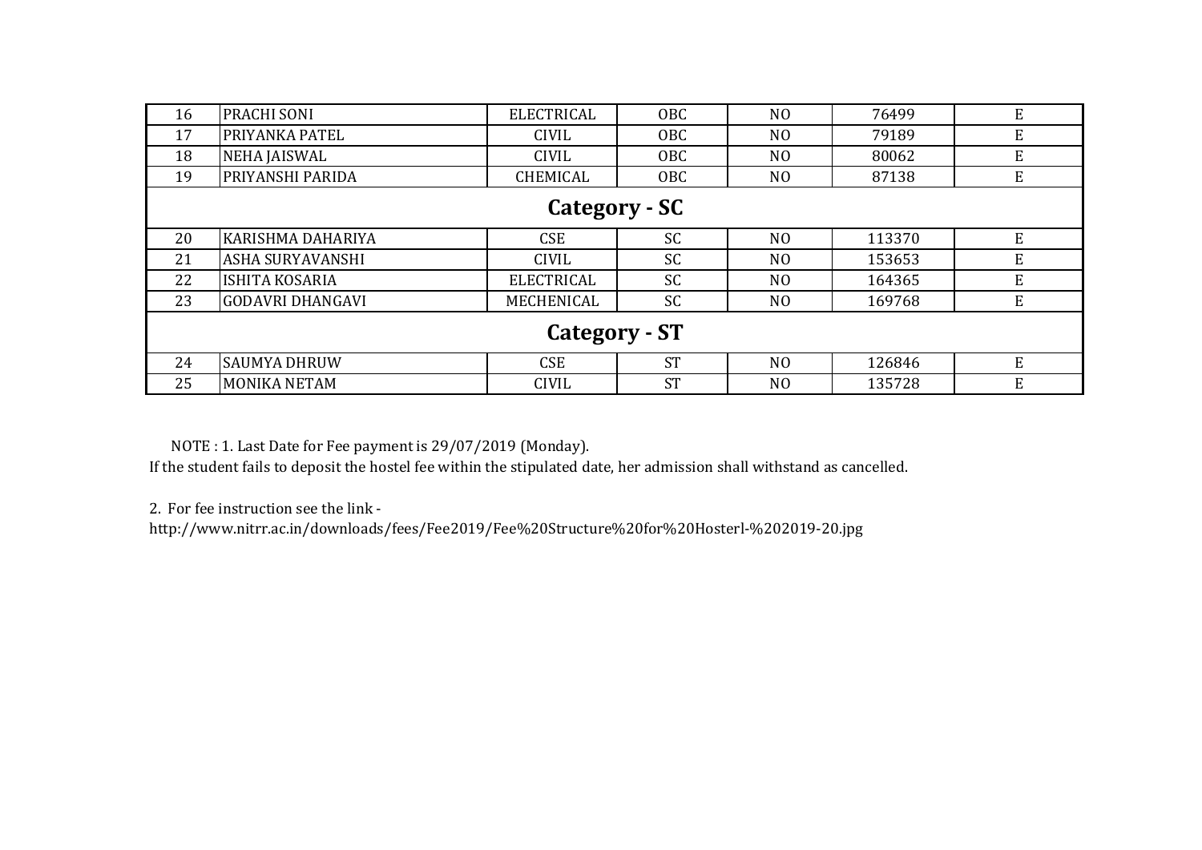| | | | | | | |
|---|---|---|---|---|---|---|
| 16 | PRACHI SONI | ELECTRICAL | OBC | NO | 76499 | E |
| 17 | PRIYANKA PATEL | CIVIL | OBC | NO | 79189 | E |
| 18 | NEHA JAISWAL | CIVIL | OBC | NO | 80062 | E |
| 19 | PRIYANSHI PARIDA | CHEMICAL | OBC | NO | 87138 | E |
| **Category - SC** | | | | | | |
| 20 | KARISHMA DAHARIYA | CSE | SC | NO | 113370 | E |
| 21 | ASHA SURYAVANSHI | CIVIL | SC | NO | 153653 | E |
| 22 | ISHITA KOSARIA | ELECTRICAL | SC | NO | 164365 | E |
| 23 | GODAVRI DHANGAVI | MECHENICAL | SC | NO | 169768 | E |
| **Category - ST** | | | | | | |
| 24 | SAUMYA DHRUW | CSE | ST | NO | 126846 | E |
| 25 | MONIKA NETAM | CIVIL | ST | NO | 135728 | E |

NOTE : 1. Last Date for Fee payment is 29/07/2019 (Monday).
If the student fails to deposit the hostel fee within the stipulated date, her admission shall withstand as cancelled.

2. For fee instruction see the link -
http://www.nitrr.ac.in/downloads/fees/Fee2019/Fee%20Structure%20for%20Hosterl-%202019-20.jpg